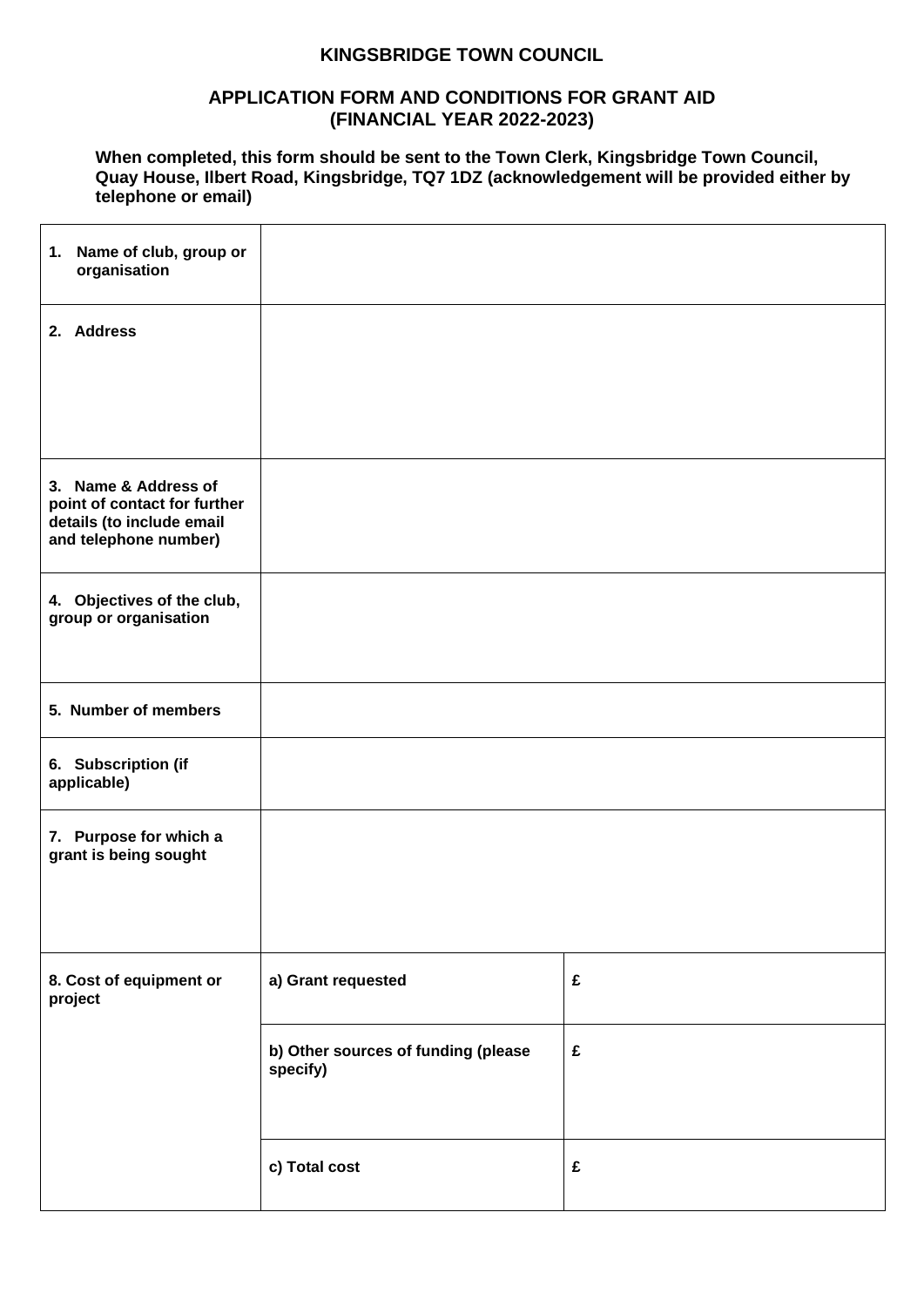# KINGSBRIDGE TOWN COUNCIL

## APPLICATION FORM AND CONDITIONS FOR GRANT AID (FINANCIAL YEAR 2022-2023)

**When completed, this form should be sent to the Town Clerk, Kingsbridge Town Council, Quay House, Ilbert Road, Kingsbridge, TQ7 1DZ (acknowledgement will be provided either by telephone or email)**

| | | |
|---|---|---|
| **1. Name of club, group or organisation** | | |
| **2. Address** | | |
| **3. Name & Address of point of contact for further details (to include email and telephone number)** | | |
| **4. Objectives of the club, group or organisation** | | |
| **5. Number of members** | | |
| **6. Subscription (if applicable)** | | |
| **7. Purpose for which a grant is being sought** | | |
| **8. Cost of equipment or project** | **a) Grant requested** | **£** |
| | **b) Other sources of funding (please specify)** | **£** |
| | **c) Total cost** | **£** |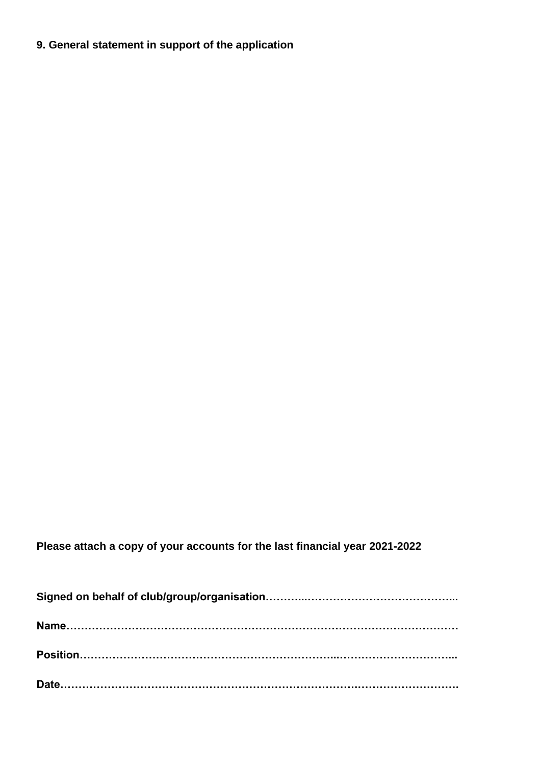**9. General statement in support of the application**

**Please attach a copy of your accounts for the last financial year 2021-2022**

**Signed on behalf of club/group/organisation………..…………………………………...**

**Name…………………………………………………………………………………………**

**Position……………………………………………………………...…………………………...**

**Date……………………………………………………………………….……………………….**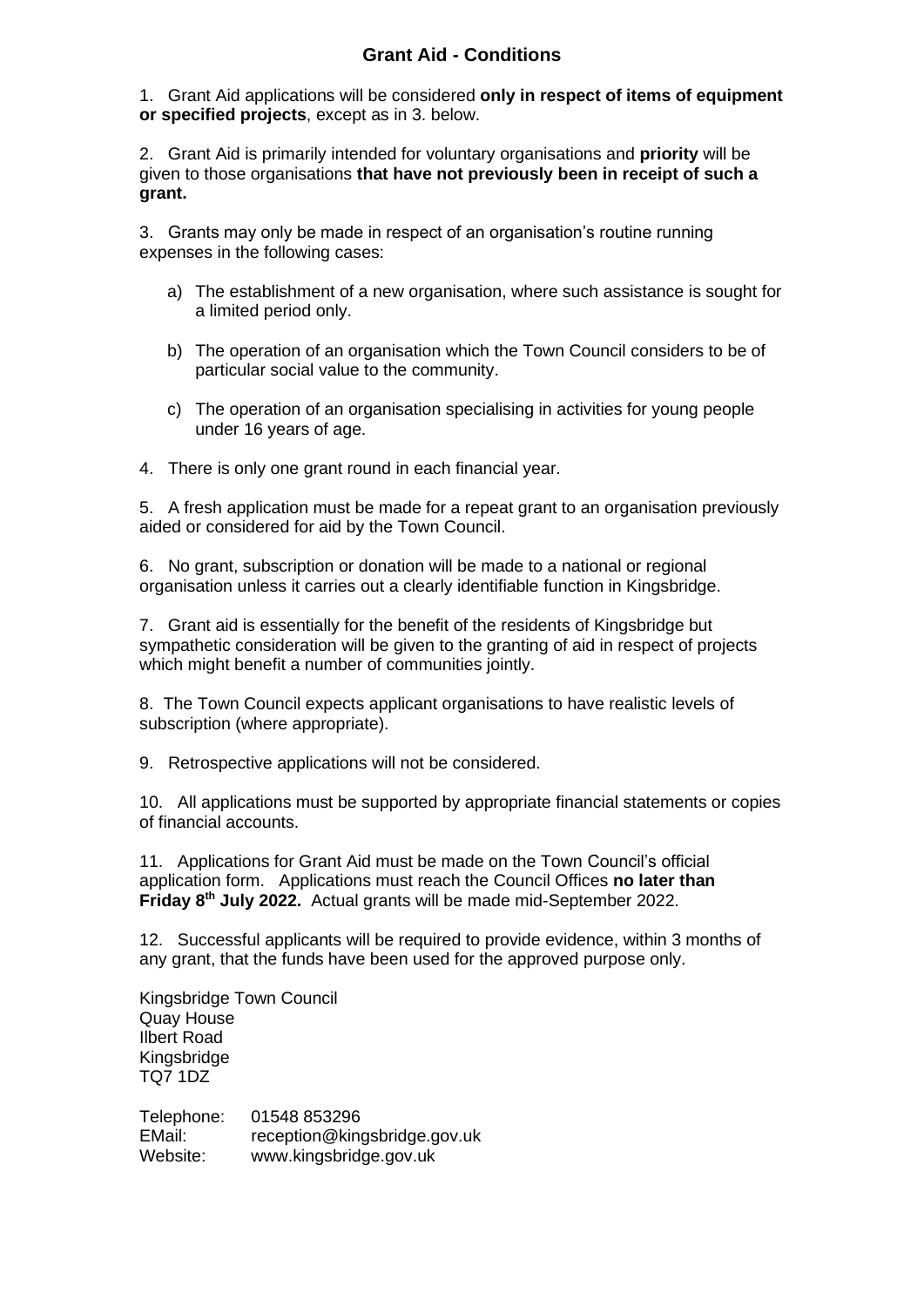## Grant Aid - Conditions

1. Grant Aid applications will be considered **only in respect of items of equipment or specified projects**, except as in 3. below.

2. Grant Aid is primarily intended for voluntary organisations and **priority** will be given to those organisations **that have not previously been in receipt of such a grant.**

3. Grants may only be made in respect of an organisation's routine running expenses in the following cases:

   a) The establishment of a new organisation, where such assistance is sought for a limited period only.

   b) The operation of an organisation which the Town Council considers to be of particular social value to the community.

   c) The operation of an organisation specialising in activities for young people under 16 years of age.

4. There is only one grant round in each financial year.

5. A fresh application must be made for a repeat grant to an organisation previously aided or considered for aid by the Town Council.

6. No grant, subscription or donation will be made to a national or regional organisation unless it carries out a clearly identifiable function in Kingsbridge.

7. Grant aid is essentially for the benefit of the residents of Kingsbridge but sympathetic consideration will be given to the granting of aid in respect of projects which might benefit a number of communities jointly.

8. The Town Council expects applicant organisations to have realistic levels of subscription (where appropriate).

9. Retrospective applications will not be considered.

10. All applications must be supported by appropriate financial statements or copies of financial accounts.

11. Applications for Grant Aid must be made on the Town Council's official application form. Applications must reach the Council Offices **no later than Friday 8th July 2022.** Actual grants will be made mid-September 2022.

12. Successful applicants will be required to provide evidence, within 3 months of any grant, that the funds have been used for the approved purpose only.

Kingsbridge Town Council
Quay House
Ilbert Road
Kingsbridge
TQ7 1DZ

Telephone: 01548 853296
EMail: reception@kingsbridge.gov.uk
Website: www.kingsbridge.gov.uk